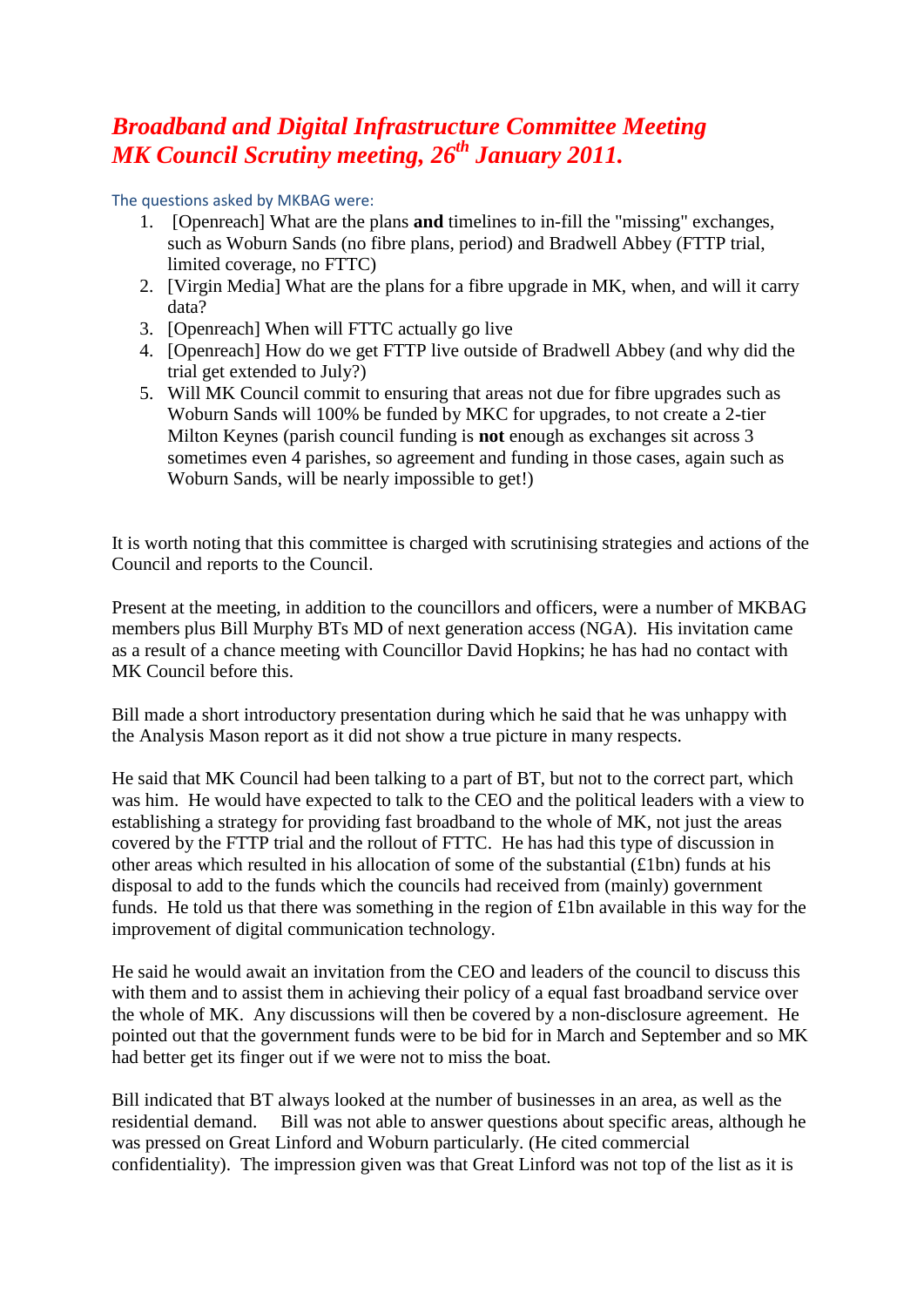# *Broadband and Digital Infrastructure Committee Meeting MK Council Scrutiny meeting, 26th January 2011.*

The questions asked by MKBAG were:

1. [Openreach] What are the plans **and** timelines to in-fill the "missing" exchanges, such as Woburn Sands (no fibre plans, period) and Bradwell Abbey (FTTP trial, limited coverage, no FTTC)
2. [Virgin Media] What are the plans for a fibre upgrade in MK, when, and will it carry data?
3. [Openreach] When will FTTC actually go live
4. [Openreach] How do we get FTTP live outside of Bradwell Abbey (and why did the trial get extended to July?)
5. Will MK Council commit to ensuring that areas not due for fibre upgrades such as Woburn Sands will 100% be funded by MKC for upgrades, to not create a 2-tier Milton Keynes (parish council funding is **not** enough as exchanges sit across 3 sometimes even 4 parishes, so agreement and funding in those cases, again such as Woburn Sands, will be nearly impossible to get!)

It is worth noting that this committee is charged with scrutinising strategies and actions of the Council and reports to the Council.

Present at the meeting, in addition to the councillors and officers, were a number of MKBAG members plus Bill Murphy BTs MD of next generation access (NGA). His invitation came as a result of a chance meeting with Councillor David Hopkins; he has had no contact with MK Council before this.

Bill made a short introductory presentation during which he said that he was unhappy with the Analysis Mason report as it did not show a true picture in many respects.

He said that MK Council had been talking to a part of BT, but not to the correct part, which was him. He would have expected to talk to the CEO and the political leaders with a view to establishing a strategy for providing fast broadband to the whole of MK, not just the areas covered by the FTTP trial and the rollout of FTTC. He has had this type of discussion in other areas which resulted in his allocation of some of the substantial (£1bn) funds at his disposal to add to the funds which the councils had received from (mainly) government funds. He told us that there was something in the region of £1bn available in this way for the improvement of digital communication technology.

He said he would await an invitation from the CEO and leaders of the council to discuss this with them and to assist them in achieving their policy of a equal fast broadband service over the whole of MK. Any discussions will then be covered by a non-disclosure agreement. He pointed out that the government funds were to be bid for in March and September and so MK had better get its finger out if we were not to miss the boat.

Bill indicated that BT always looked at the number of businesses in an area, as well as the residential demand. Bill was not able to answer questions about specific areas, although he was pressed on Great Linford and Woburn particularly. (He cited commercial confidentiality). The impression given was that Great Linford was not top of the list as it is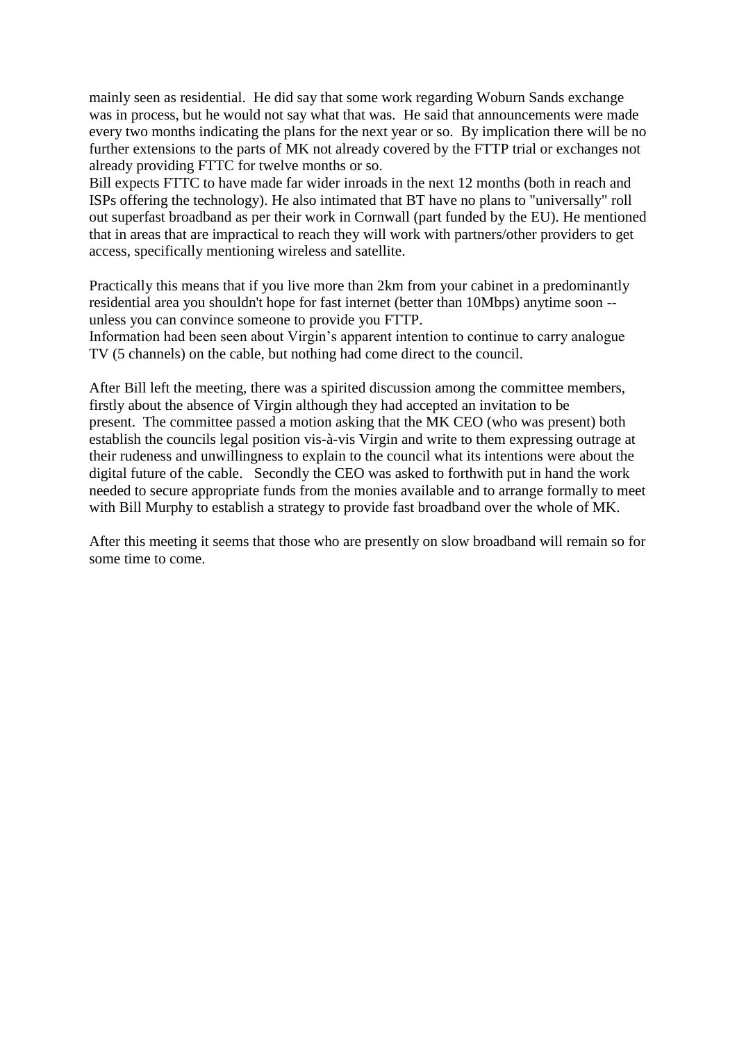mainly seen as residential. He did say that some work regarding Woburn Sands exchange was in process, but he would not say what that was. He said that announcements were made every two months indicating the plans for the next year or so. By implication there will be no further extensions to the parts of MK not already covered by the FTTP trial or exchanges not already providing FTTC for twelve months or so.
Bill expects FTTC to have made far wider inroads in the next 12 months (both in reach and ISPs offering the technology). He also intimated that BT have no plans to "universally" roll out superfast broadband as per their work in Cornwall (part funded by the EU). He mentioned that in areas that are impractical to reach they will work with partners/other providers to get access, specifically mentioning wireless and satellite.

Practically this means that if you live more than 2km from your cabinet in a predominantly residential area you shouldn't hope for fast internet (better than 10Mbps) anytime soon -- unless you can convince someone to provide you FTTP.
Information had been seen about Virgin's apparent intention to continue to carry analogue TV (5 channels) on the cable, but nothing had come direct to the council.

After Bill left the meeting, there was a spirited discussion among the committee members, firstly about the absence of Virgin although they had accepted an invitation to be present. The committee passed a motion asking that the MK CEO (who was present) both establish the councils legal position vis-à-vis Virgin and write to them expressing outrage at their rudeness and unwillingness to explain to the council what its intentions were about the digital future of the cable. Secondly the CEO was asked to forthwith put in hand the work needed to secure appropriate funds from the monies available and to arrange formally to meet with Bill Murphy to establish a strategy to provide fast broadband over the whole of MK.

After this meeting it seems that those who are presently on slow broadband will remain so for some time to come.